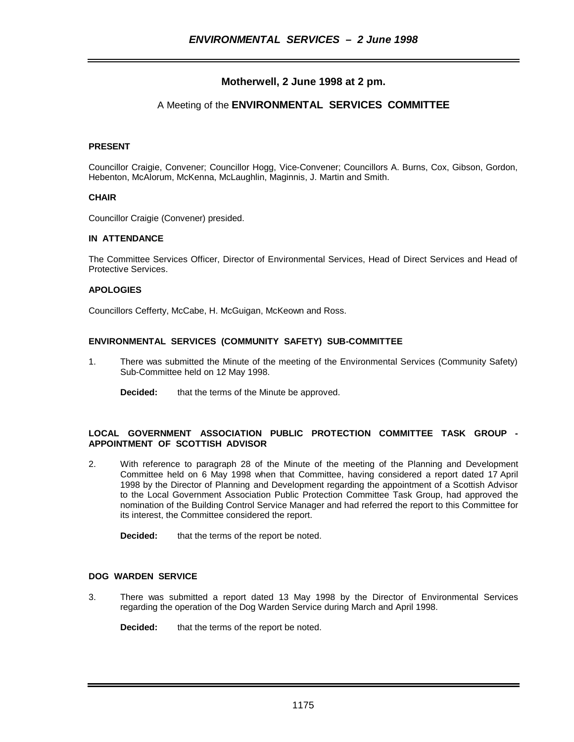**Motherwell, 2 June 1998 at 2 pm.**

A Meeting of the **ENVIRONMENTAL SERVICES COMMITTEE**

**PRESENT**

Councillor Craigie, Convener; Councillor Hogg, Vice-Convener; Councillors A. Burns, Cox, Gibson, Gordon, Hebenton, McAlorum, McKenna, McLaughlin, Maginnis, J. Martin and Smith.

**CHAIR**

Councillor Craigie (Convener) presided.

**IN ATTENDANCE**

The Committee Services Officer, Director of Environmental Services, Head of Direct Services and Head of Protective Services.

**APOLOGIES**

Councillors Cefferty, McCabe, H. McGuigan, McKeown and Ross.

**ENVIRONMENTAL SERVICES (COMMUNITY SAFETY) SUB-COMMITTEE**

1. There was submitted the Minute of the meeting of the Environmental Services (Community Safety) Sub-Committee held on 12 May 1998.

   **Decided:** that the terms of the Minute be approved.

**LOCAL GOVERNMENT ASSOCIATION PUBLIC PROTECTION COMMITTEE TASK GROUP - APPOINTMENT OF SCOTTISH ADVISOR**

2. With reference to paragraph 28 of the Minute of the meeting of the Planning and Development Committee held on 6 May 1998 when that Committee, having considered a report dated 17 April 1998 by the Director of Planning and Development regarding the appointment of a Scottish Advisor to the Local Government Association Public Protection Committee Task Group, had approved the nomination of the Building Control Service Manager and had referred the report to this Committee for its interest, the Committee considered the report.

   **Decided:** that the terms of the report be noted.

**DOG WARDEN SERVICE**

3. There was submitted a report dated 13 May 1998 by the Director of Environmental Services regarding the operation of the Dog Warden Service during March and April 1998.

   **Decided:** that the terms of the report be noted.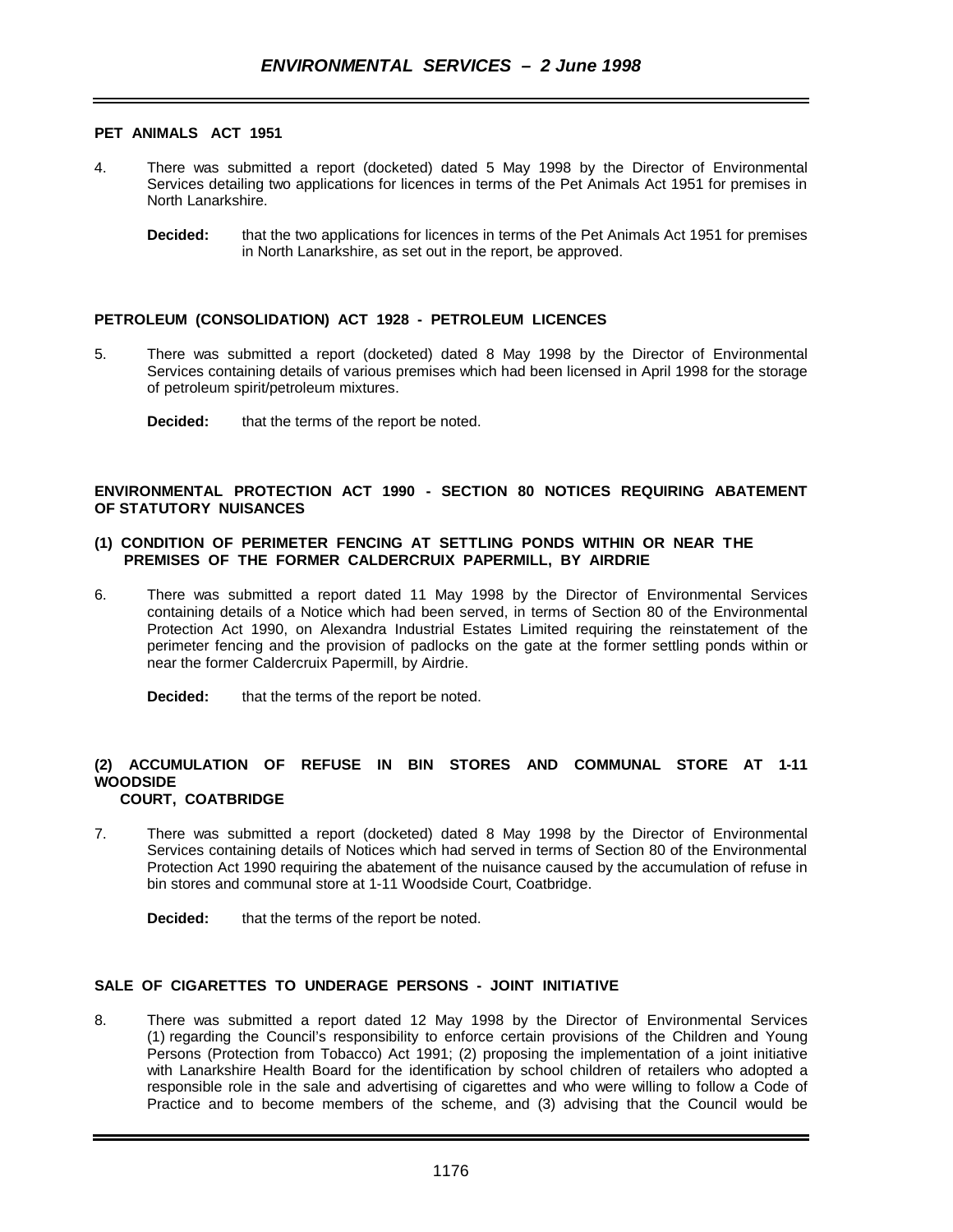### PET ANIMALS ACT 1951

4. There was submitted a report (docketed) dated 5 May 1998 by the Director of Environmental Services detailing two applications for licences in terms of the Pet Animals Act 1951 for premises in North Lanarkshire.

   **Decided:** that the two applications for licences in terms of the Pet Animals Act 1951 for premises in North Lanarkshire, as set out in the report, be approved.

### PETROLEUM (CONSOLIDATION) ACT 1928 - PETROLEUM LICENCES

5. There was submitted a report (docketed) dated 8 May 1998 by the Director of Environmental Services containing details of various premises which had been licensed in April 1998 for the storage of petroleum spirit/petroleum mixtures.

   **Decided:** that the terms of the report be noted.

### ENVIRONMENTAL PROTECTION ACT 1990 - SECTION 80 NOTICES REQUIRING ABATEMENT OF STATUTORY NUISANCES

#### (1) CONDITION OF PERIMETER FENCING AT SETTLING PONDS WITHIN OR NEAR THE PREMISES OF THE FORMER CALDERCRUIX PAPERMILL, BY AIRDRIE

6. There was submitted a report dated 11 May 1998 by the Director of Environmental Services containing details of a Notice which had been served, in terms of Section 80 of the Environmental Protection Act 1990, on Alexandra Industrial Estates Limited requiring the reinstatement of the perimeter fencing and the provision of padlocks on the gate at the former settling ponds within or near the former Caldercruix Papermill, by Airdrie.

   **Decided:** that the terms of the report be noted.

#### (2) ACCUMULATION OF REFUSE IN BIN STORES AND COMMUNAL STORE AT 1-11 WOODSIDE COURT, COATBRIDGE

7. There was submitted a report (docketed) dated 8 May 1998 by the Director of Environmental Services containing details of Notices which had served in terms of Section 80 of the Environmental Protection Act 1990 requiring the abatement of the nuisance caused by the accumulation of refuse in bin stores and communal store at 1-11 Woodside Court, Coatbridge.

   **Decided:** that the terms of the report be noted.

### SALE OF CIGARETTES TO UNDERAGE PERSONS - JOINT INITIATIVE

8. There was submitted a report dated 12 May 1998 by the Director of Environmental Services (1) regarding the Council's responsibility to enforce certain provisions of the Children and Young Persons (Protection from Tobacco) Act 1991; (2) proposing the implementation of a joint initiative with Lanarkshire Health Board for the identification by school children of retailers who adopted a responsible role in the sale and advertising of cigarettes and who were willing to follow a Code of Practice and to become members of the scheme, and (3) advising that the Council would be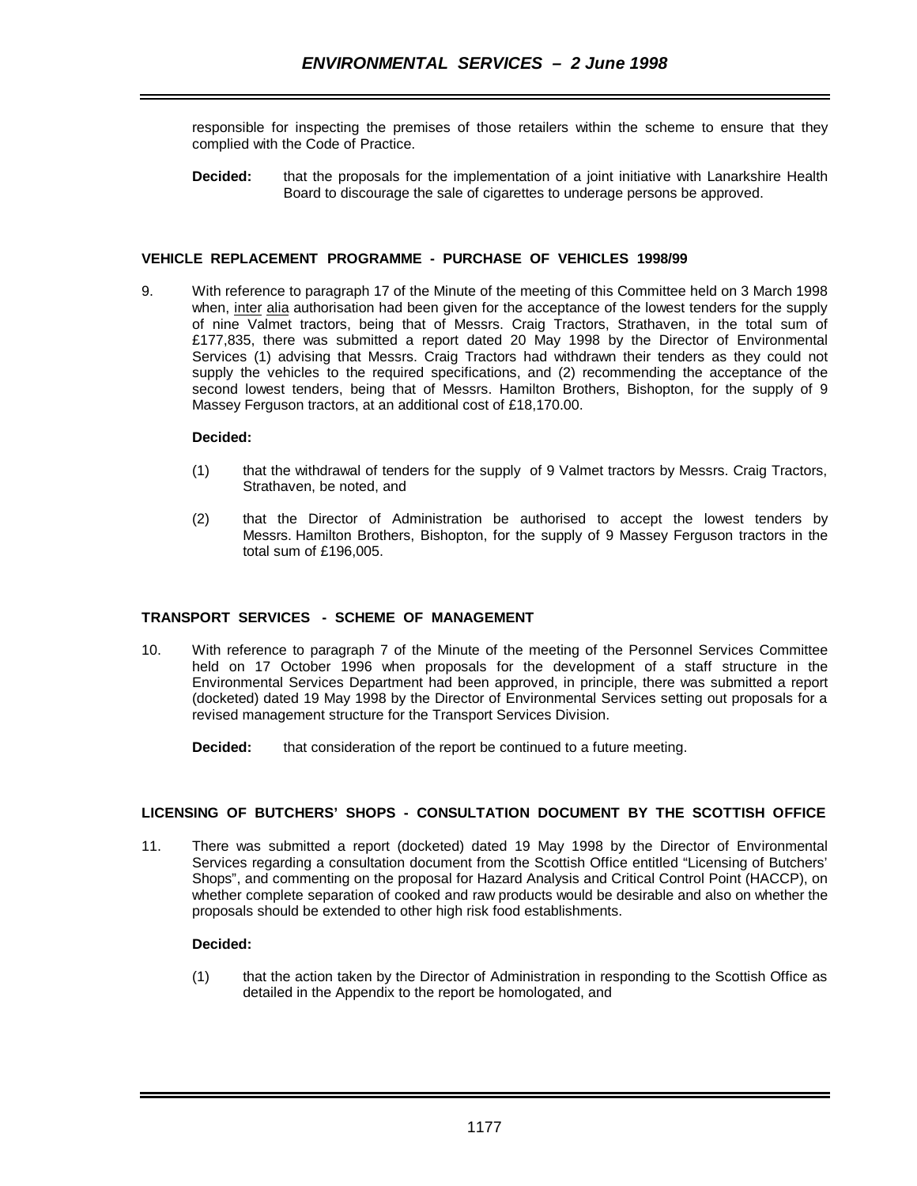responsible for inspecting the premises of those retailers within the scheme to ensure that they complied with the Code of Practice.

**Decided:** that the proposals for the implementation of a joint initiative with Lanarkshire Health Board to discourage the sale of cigarettes to underage persons be approved.

**VEHICLE REPLACEMENT PROGRAMME - PURCHASE OF VEHICLES 1998/99**

9. With reference to paragraph 17 of the Minute of the meeting of this Committee held on 3 March 1998 when, inter alia authorisation had been given for the acceptance of the lowest tenders for the supply of nine Valmet tractors, being that of Messrs. Craig Tractors, Strathaven, in the total sum of £177,835, there was submitted a report dated 20 May 1998 by the Director of Environmental Services (1) advising that Messrs. Craig Tractors had withdrawn their tenders as they could not supply the vehicles to the required specifications, and (2) recommending the acceptance of the second lowest tenders, being that of Messrs. Hamilton Brothers, Bishopton, for the supply of 9 Massey Ferguson tractors, at an additional cost of £18,170.00.

**Decided:**

(1) that the withdrawal of tenders for the supply of 9 Valmet tractors by Messrs. Craig Tractors, Strathaven, be noted, and

(2) that the Director of Administration be authorised to accept the lowest tenders by Messrs. Hamilton Brothers, Bishopton, for the supply of 9 Massey Ferguson tractors in the total sum of £196,005.

**TRANSPORT SERVICES - SCHEME OF MANAGEMENT**

10. With reference to paragraph 7 of the Minute of the meeting of the Personnel Services Committee held on 17 October 1996 when proposals for the development of a staff structure in the Environmental Services Department had been approved, in principle, there was submitted a report (docketed) dated 19 May 1998 by the Director of Environmental Services setting out proposals for a revised management structure for the Transport Services Division.

**Decided:** that consideration of the report be continued to a future meeting.

**LICENSING OF BUTCHERS' SHOPS - CONSULTATION DOCUMENT BY THE SCOTTISH OFFICE**

11. There was submitted a report (docketed) dated 19 May 1998 by the Director of Environmental Services regarding a consultation document from the Scottish Office entitled "Licensing of Butchers' Shops", and commenting on the proposal for Hazard Analysis and Critical Control Point (HACCP), on whether complete separation of cooked and raw products would be desirable and also on whether the proposals should be extended to other high risk food establishments.

**Decided:**

(1) that the action taken by the Director of Administration in responding to the Scottish Office as detailed in the Appendix to the report be homologated, and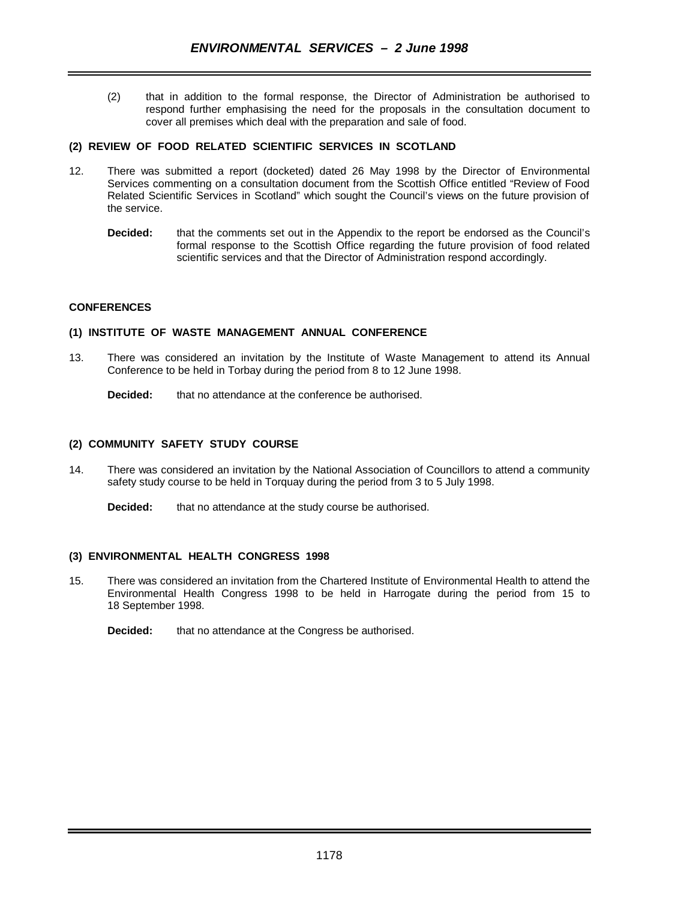(2) that in addition to the formal response, the Director of Administration be authorised to respond further emphasising the need for the proposals in the consultation document to cover all premises which deal with the preparation and sale of food.

**(2) REVIEW OF FOOD RELATED SCIENTIFIC SERVICES IN SCOTLAND**

12. There was submitted a report (docketed) dated 26 May 1998 by the Director of Environmental Services commenting on a consultation document from the Scottish Office entitled "Review of Food Related Scientific Services in Scotland" which sought the Council's views on the future provision of the service.

    **Decided:** that the comments set out in the Appendix to the report be endorsed as the Council's formal response to the Scottish Office regarding the future provision of food related scientific services and that the Director of Administration respond accordingly.

**CONFERENCES**

**(1) INSTITUTE OF WASTE MANAGEMENT ANNUAL CONFERENCE**

13. There was considered an invitation by the Institute of Waste Management to attend its Annual Conference to be held in Torbay during the period from 8 to 12 June 1998.

    **Decided:** that no attendance at the conference be authorised.

**(2) COMMUNITY SAFETY STUDY COURSE**

14. There was considered an invitation by the National Association of Councillors to attend a community safety study course to be held in Torquay during the period from 3 to 5 July 1998.

    **Decided:** that no attendance at the study course be authorised.

**(3) ENVIRONMENTAL HEALTH CONGRESS 1998**

15. There was considered an invitation from the Chartered Institute of Environmental Health to attend the Environmental Health Congress 1998 to be held in Harrogate during the period from 15 to 18 September 1998.

    **Decided:** that no attendance at the Congress be authorised.